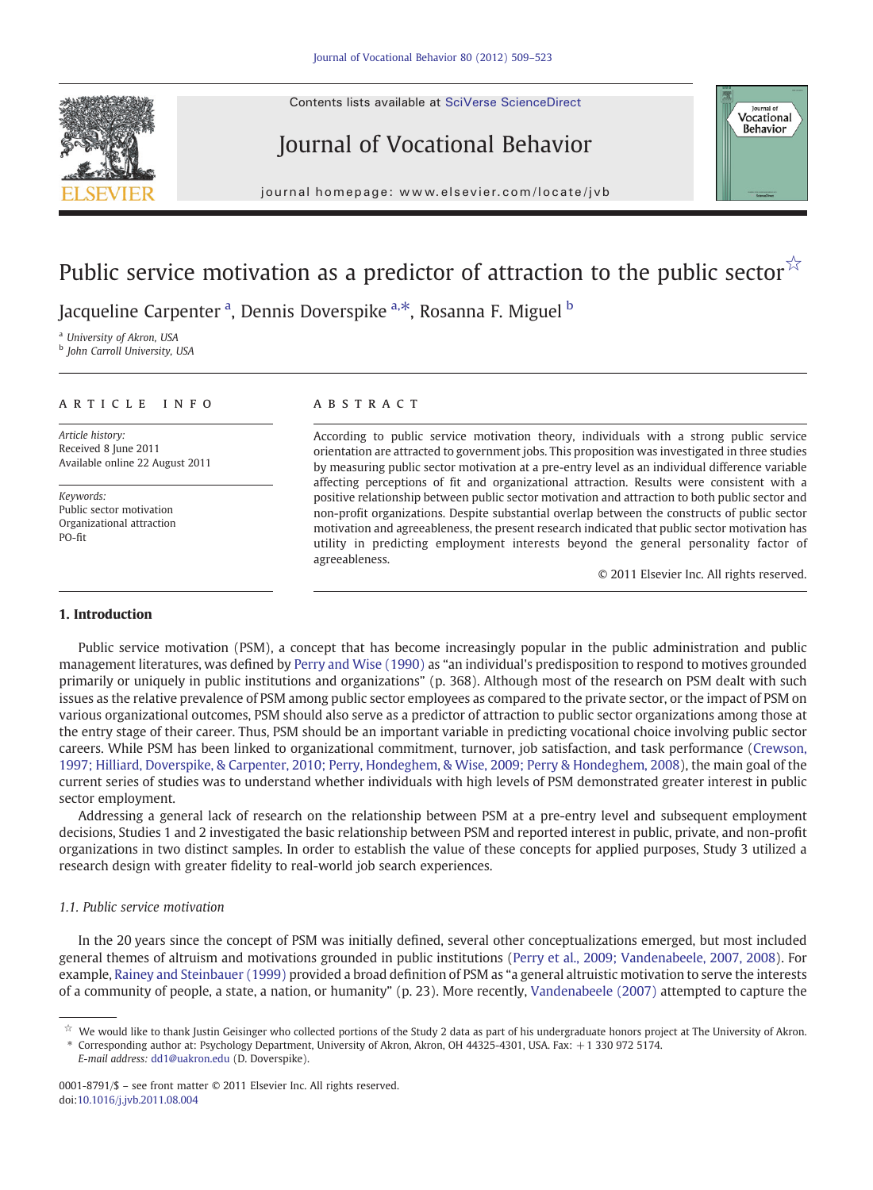# Public service motivation as a predictor of attraction to the public sector[☆]

Jacqueline Carpenter [a], Dennis Doverspike [a,*], Rosanna F. Miguel [b]

[a] University of Akron, USA
[b] John Carroll University, USA

**ARTICLE INFO**

*Article history:*
Received 8 June 2011
Available online 22 August 2011

*Keywords:*
Public sector motivation
Organizational attraction
PO-fit

**ABSTRACT**

According to public service motivation theory, individuals with a strong public service orientation are attracted to government jobs. This proposition was investigated in three studies by measuring public sector motivation at a pre-entry level as an individual difference variable affecting perceptions of fit and organizational attraction. Results were consistent with a positive relationship between public sector motivation and attraction to both public sector and non-profit organizations. Despite substantial overlap between the constructs of public sector motivation and agreeableness, the present research indicated that public sector motivation has utility in predicting employment interests beyond the general personality factor of agreeableness.

© 2011 Elsevier Inc. All rights reserved.

## 1. Introduction

Public service motivation (PSM), a concept that has become increasingly popular in the public administration and public management literatures, was defined by Perry and Wise (1990) as "an individual's predisposition to respond to motives grounded primarily or uniquely in public institutions and organizations" (p. 368). Although most of the research on PSM dealt with such issues as the relative prevalence of PSM among public sector employees as compared to the private sector, or the impact of PSM on various organizational outcomes, PSM should also serve as a predictor of attraction to public sector organizations among those at the entry stage of their career. Thus, PSM should be an important variable in predicting vocational choice involving public sector careers. While PSM has been linked to organizational commitment, turnover, job satisfaction, and task performance (Crewson, 1997; Hilliard, Doverspike, & Carpenter, 2010; Perry, Hondeghem, & Wise, 2009; Perry & Hondeghem, 2008), the main goal of the current series of studies was to understand whether individuals with high levels of PSM demonstrated greater interest in public sector employment.

Addressing a general lack of research on the relationship between PSM at a pre-entry level and subsequent employment decisions, Studies 1 and 2 investigated the basic relationship between PSM and reported interest in public, private, and non-profit organizations in two distinct samples. In order to establish the value of these concepts for applied purposes, Study 3 utilized a research design with greater fidelity to real-world job search experiences.

### 1.1. Public service motivation

In the 20 years since the concept of PSM was initially defined, several other conceptualizations emerged, but most included general themes of altruism and motivations grounded in public institutions (Perry et al., 2009; Vandenabeele, 2007, 2008). For example, Rainey and Steinbauer (1999) provided a broad definition of PSM as "a general altruistic motivation to serve the interests of a community of people, a state, a nation, or humanity" (p. 23). More recently, Vandenabeele (2007) attempted to capture the

---

☆ We would like to thank Justin Geisinger who collected portions of the Study 2 data as part of his undergraduate honors project at The University of Akron.
\* Corresponding author at: Psychology Department, University of Akron, Akron, OH 44325-4301, USA. Fax: +1 330 972 5174.
*E-mail address:* dd1@uakron.edu (D. Doverspike).

0001-8791/$ – see front matter © 2011 Elsevier Inc. All rights reserved.
doi:10.1016/j.jvb.2011.08.004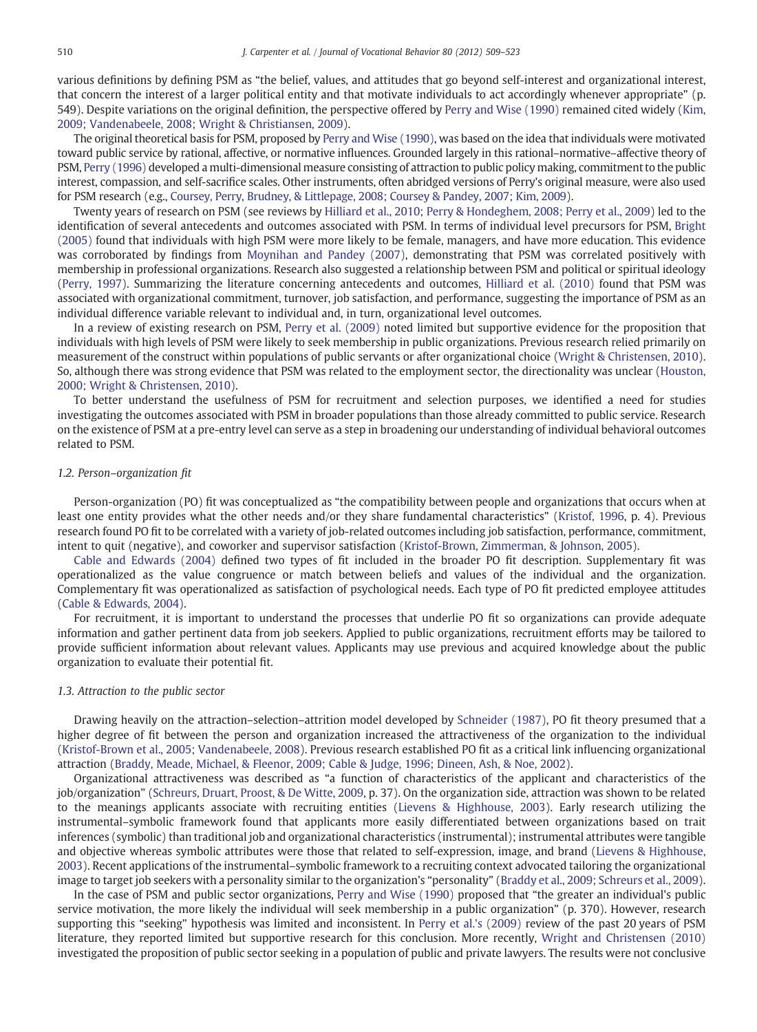various definitions by defining PSM as "the belief, values, and attitudes that go beyond self-interest and organizational interest, that concern the interest of a larger political entity and that motivate individuals to act accordingly whenever appropriate" (p. 549). Despite variations on the original definition, the perspective offered by Perry and Wise (1990) remained cited widely (Kim, 2009; Vandenabeele, 2008; Wright & Christiansen, 2009).

The original theoretical basis for PSM, proposed by Perry and Wise (1990), was based on the idea that individuals were motivated toward public service by rational, affective, or normative influences. Grounded largely in this rational–normative–affective theory of PSM, Perry (1996) developed a multi-dimensional measure consisting of attraction to public policy making, commitment to the public interest, compassion, and self-sacrifice scales. Other instruments, often abridged versions of Perry's original measure, were also used for PSM research (e.g., Coursey, Perry, Brudney, & Littlepage, 2008; Coursey & Pandey, 2007; Kim, 2009).

Twenty years of research on PSM (see reviews by Hilliard et al., 2010; Perry & Hondeghem, 2008; Perry et al., 2009) led to the identification of several antecedents and outcomes associated with PSM. In terms of individual level precursors for PSM, Bright (2005) found that individuals with high PSM were more likely to be female, managers, and have more education. This evidence was corroborated by findings from Moynihan and Pandey (2007), demonstrating that PSM was correlated positively with membership in professional organizations. Research also suggested a relationship between PSM and political or spiritual ideology (Perry, 1997). Summarizing the literature concerning antecedents and outcomes, Hilliard et al. (2010) found that PSM was associated with organizational commitment, turnover, job satisfaction, and performance, suggesting the importance of PSM as an individual difference variable relevant to individual and, in turn, organizational level outcomes.

In a review of existing research on PSM, Perry et al. (2009) noted limited but supportive evidence for the proposition that individuals with high levels of PSM were likely to seek membership in public organizations. Previous research relied primarily on measurement of the construct within populations of public servants or after organizational choice (Wright & Christensen, 2010). So, although there was strong evidence that PSM was related to the employment sector, the directionality was unclear (Houston, 2000; Wright & Christensen, 2010).

To better understand the usefulness of PSM for recruitment and selection purposes, we identified a need for studies investigating the outcomes associated with PSM in broader populations than those already committed to public service. Research on the existence of PSM at a pre-entry level can serve as a step in broadening our understanding of individual behavioral outcomes related to PSM.

### *1.2. Person–organization fit*

Person-organization (PO) fit was conceptualized as "the compatibility between people and organizations that occurs when at least one entity provides what the other needs and/or they share fundamental characteristics" (Kristof, 1996, p. 4). Previous research found PO fit to be correlated with a variety of job-related outcomes including job satisfaction, performance, commitment, intent to quit (negative), and coworker and supervisor satisfaction (Kristof-Brown, Zimmerman, & Johnson, 2005).

Cable and Edwards (2004) defined two types of fit included in the broader PO fit description. Supplementary fit was operationalized as the value congruence or match between beliefs and values of the individual and the organization. Complementary fit was operationalized as satisfaction of psychological needs. Each type of PO fit predicted employee attitudes (Cable & Edwards, 2004).

For recruitment, it is important to understand the processes that underlie PO fit so organizations can provide adequate information and gather pertinent data from job seekers. Applied to public organizations, recruitment efforts may be tailored to provide sufficient information about relevant values. Applicants may use previous and acquired knowledge about the public organization to evaluate their potential fit.

### *1.3. Attraction to the public sector*

Drawing heavily on the attraction–selection–attrition model developed by Schneider (1987), PO fit theory presumed that a higher degree of fit between the person and organization increased the attractiveness of the organization to the individual (Kristof-Brown et al., 2005; Vandenabeele, 2008). Previous research established PO fit as a critical link influencing organizational attraction (Braddy, Meade, Michael, & Fleenor, 2009; Cable & Judge, 1996; Dineen, Ash, & Noe, 2002).

Organizational attractiveness was described as "a function of characteristics of the applicant and characteristics of the job/organization" (Schreurs, Druart, Proost, & De Witte, 2009, p. 37). On the organization side, attraction was shown to be related to the meanings applicants associate with recruiting entities (Lievens & Highhouse, 2003). Early research utilizing the instrumental–symbolic framework found that applicants more easily differentiated between organizations based on trait inferences (symbolic) than traditional job and organizational characteristics (instrumental); instrumental attributes were tangible and objective whereas symbolic attributes were those that related to self-expression, image, and brand (Lievens & Highhouse, 2003). Recent applications of the instrumental–symbolic framework to a recruiting context advocated tailoring the organizational image to target job seekers with a personality similar to the organization's "personality" (Braddy et al., 2009; Schreurs et al., 2009).

In the case of PSM and public sector organizations, Perry and Wise (1990) proposed that "the greater an individual's public service motivation, the more likely the individual will seek membership in a public organization" (p. 370). However, research supporting this "seeking" hypothesis was limited and inconsistent. In Perry et al.'s (2009) review of the past 20 years of PSM literature, they reported limited but supportive research for this conclusion. More recently, Wright and Christensen (2010) investigated the proposition of public sector seeking in a population of public and private lawyers. The results were not conclusive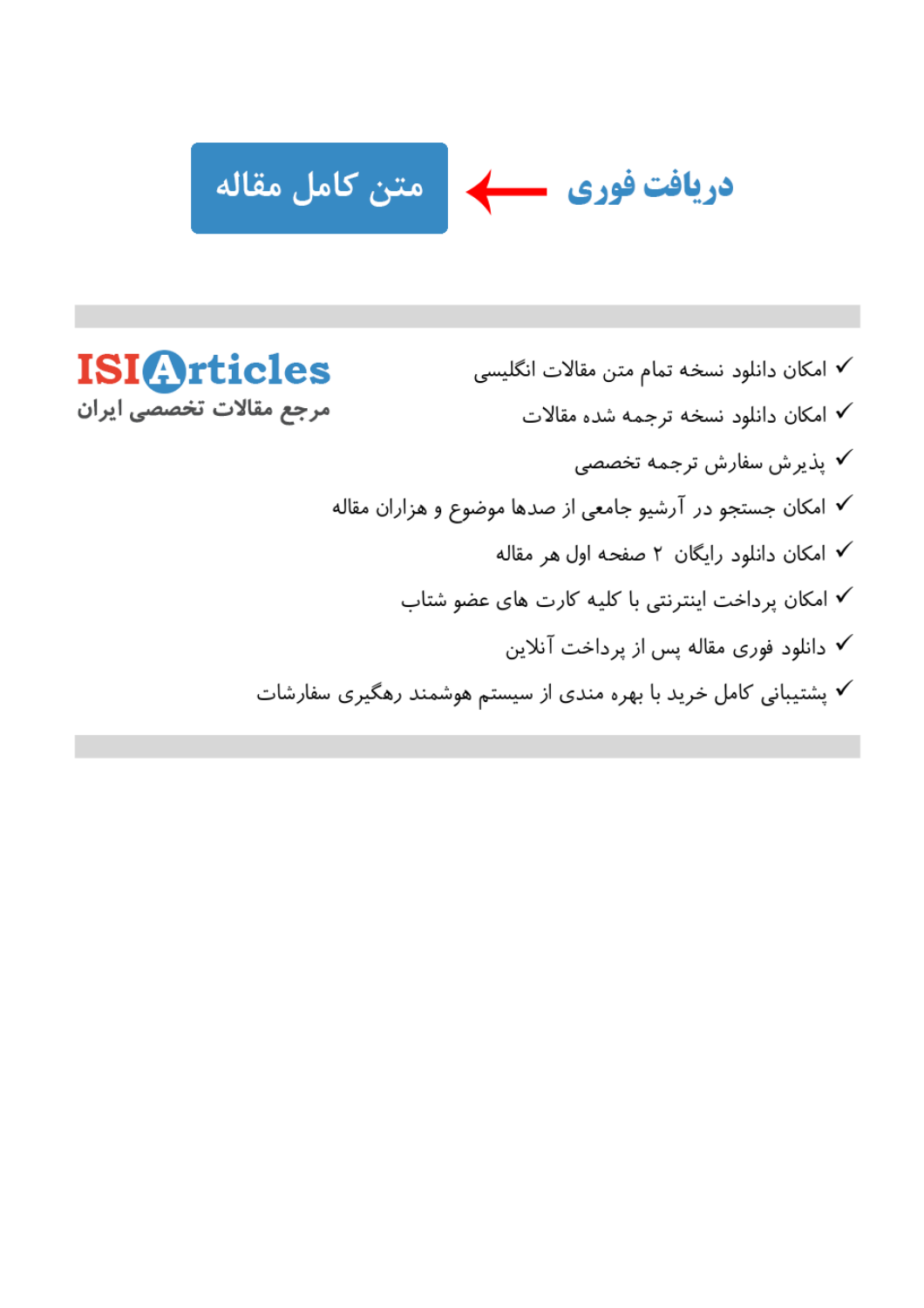دریافت فوری ← **متن کامل مقاله**

**ISIArticles**
مرجع مقالات تخصصی ایران

- ✓ امکان دانلود نسخه تمام متن مقالات انگلیسی
- ✓ امکان دانلود نسخه ترجمه شده مقالات
- ✓ پذیرش سفارش ترجمه تخصصی
- ✓ امکان جستجو در آرشیو جامعی از صدها موضوع و هزاران مقاله
- ✓ امکان دانلود رایگان ۲ صفحه اول هر مقاله
- ✓ امکان پرداخت اینترنتی با کلیه کارت های عضو شتاب
- ✓ دانلود فوری مقاله پس از پرداخت آنلاین
- ✓ پشتیبانی کامل خرید با بهره مندی از سیستم هوشمند رهگیری سفارشات